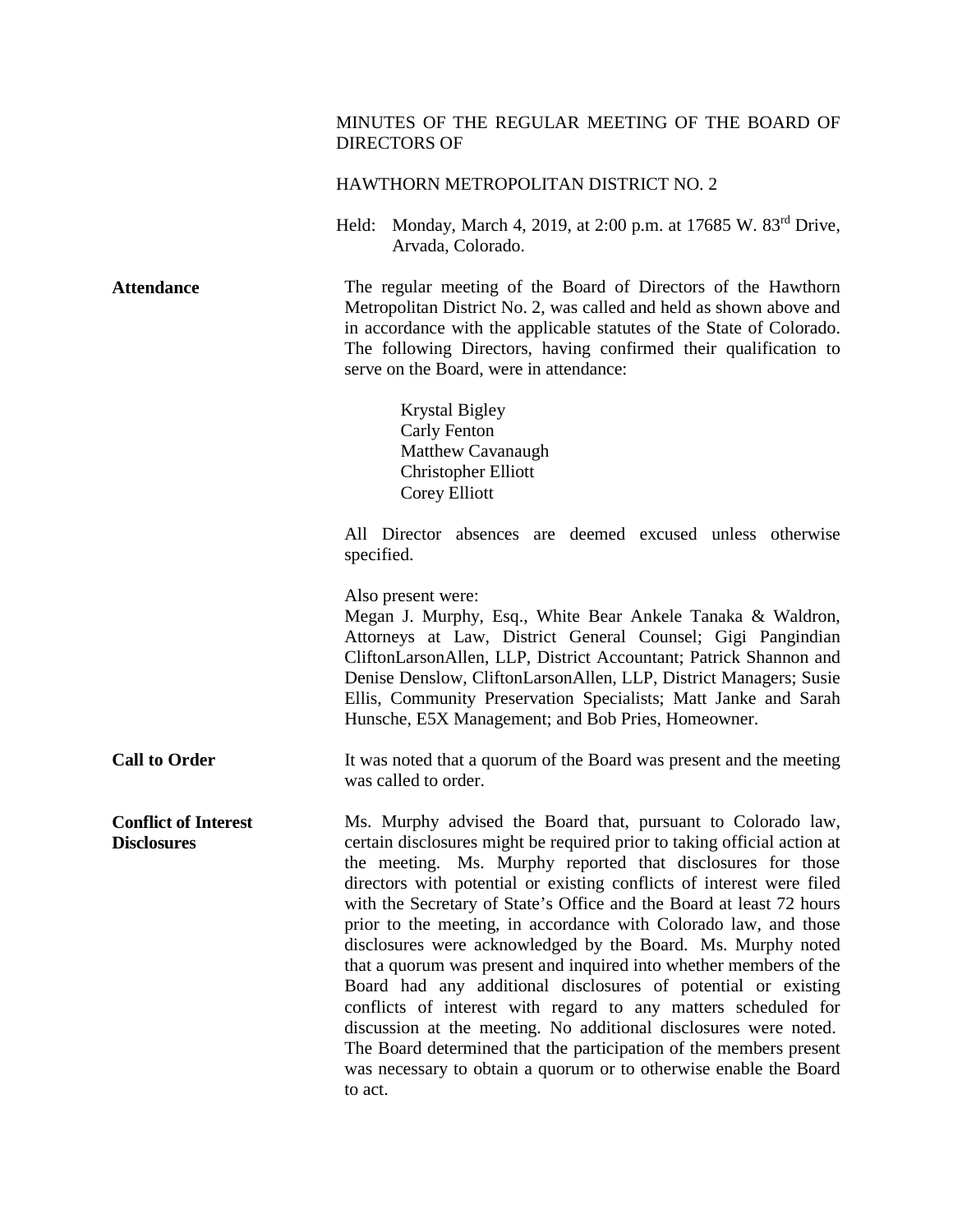# MINUTES OF THE REGULAR MEETING OF THE BOARD OF DIRECTORS OF

## HAWTHORN METROPOLITAN DISTRICT NO. 2

Held: Monday, March 4, 2019, at 2:00 p.m. at 17685 W. 83rd Drive, Arvada, Colorado.

**Attendance**

The regular meeting of the Board of Directors of the Hawthorn Metropolitan District No. 2, was called and held as shown above and in accordance with the applicable statutes of the State of Colorado. The following Directors, having confirmed their qualification to serve on the Board, were in attendance:

Krystal Bigley
Carly Fenton
Matthew Cavanaugh
Christopher Elliott
Corey Elliott

All Director absences are deemed excused unless otherwise specified.

Also present were:
Megan J. Murphy, Esq., White Bear Ankele Tanaka & Waldron, Attorneys at Law, District General Counsel; Gigi Pangindian CliftonLarsonAllen, LLP, District Accountant; Patrick Shannon and Denise Denslow, CliftonLarsonAllen, LLP, District Managers; Susie Ellis, Community Preservation Specialists; Matt Janke and Sarah Hunsche, E5X Management; and Bob Pries, Homeowner.

**Call to Order**

It was noted that a quorum of the Board was present and the meeting was called to order.

**Conflict of Interest Disclosures**

Ms. Murphy advised the Board that, pursuant to Colorado law, certain disclosures might be required prior to taking official action at the meeting. Ms. Murphy reported that disclosures for those directors with potential or existing conflicts of interest were filed with the Secretary of State's Office and the Board at least 72 hours prior to the meeting, in accordance with Colorado law, and those disclosures were acknowledged by the Board. Ms. Murphy noted that a quorum was present and inquired into whether members of the Board had any additional disclosures of potential or existing conflicts of interest with regard to any matters scheduled for discussion at the meeting. No additional disclosures were noted. The Board determined that the participation of the members present was necessary to obtain a quorum or to otherwise enable the Board to act.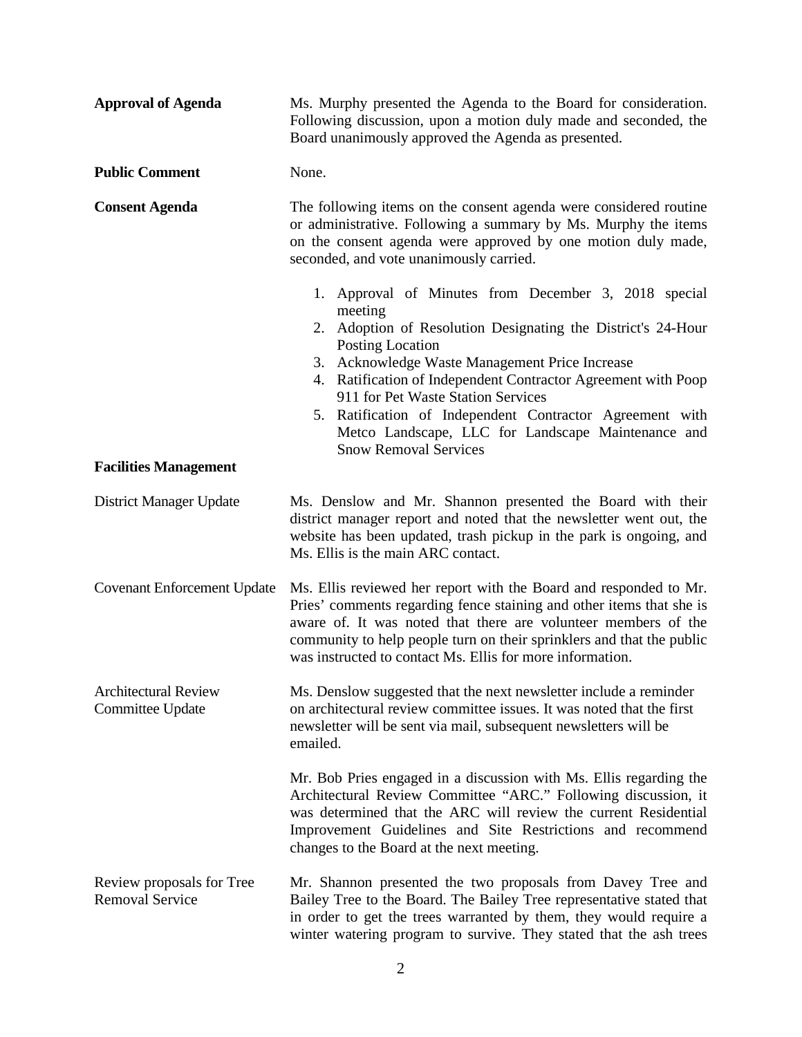**Approval of Agenda**

Ms. Murphy presented the Agenda to the Board for consideration. Following discussion, upon a motion duly made and seconded, the Board unanimously approved the Agenda as presented.

**Public Comment**

None.

**Consent Agenda**

The following items on the consent agenda were considered routine or administrative. Following a summary by Ms. Murphy the items on the consent agenda were approved by one motion duly made, seconded, and vote unanimously carried.

1. Approval of Minutes from December 3, 2018 special meeting
2. Adoption of Resolution Designating the District's 24-Hour Posting Location
3. Acknowledge Waste Management Price Increase
4. Ratification of Independent Contractor Agreement with Poop 911 for Pet Waste Station Services
5. Ratification of Independent Contractor Agreement with Metco Landscape, LLC for Landscape Maintenance and Snow Removal Services

**Facilities Management**

District Manager Update

Ms. Denslow and Mr. Shannon presented the Board with their district manager report and noted that the newsletter went out, the website has been updated, trash pickup in the park is ongoing, and Ms. Ellis is the main ARC contact.

Covenant Enforcement Update

Ms. Ellis reviewed her report with the Board and responded to Mr. Pries' comments regarding fence staining and other items that she is aware of. It was noted that there are volunteer members of the community to help people turn on their sprinklers and that the public was instructed to contact Ms. Ellis for more information.

Architectural Review Committee Update

Ms. Denslow suggested that the next newsletter include a reminder on architectural review committee issues. It was noted that the first newsletter will be sent via mail, subsequent newsletters will be emailed.

Mr. Bob Pries engaged in a discussion with Ms. Ellis regarding the Architectural Review Committee "ARC." Following discussion, it was determined that the ARC will review the current Residential Improvement Guidelines and Site Restrictions and recommend changes to the Board at the next meeting.

Review proposals for Tree Removal Service

Mr. Shannon presented the two proposals from Davey Tree and Bailey Tree to the Board. The Bailey Tree representative stated that in order to get the trees warranted by them, they would require a winter watering program to survive. They stated that the ash trees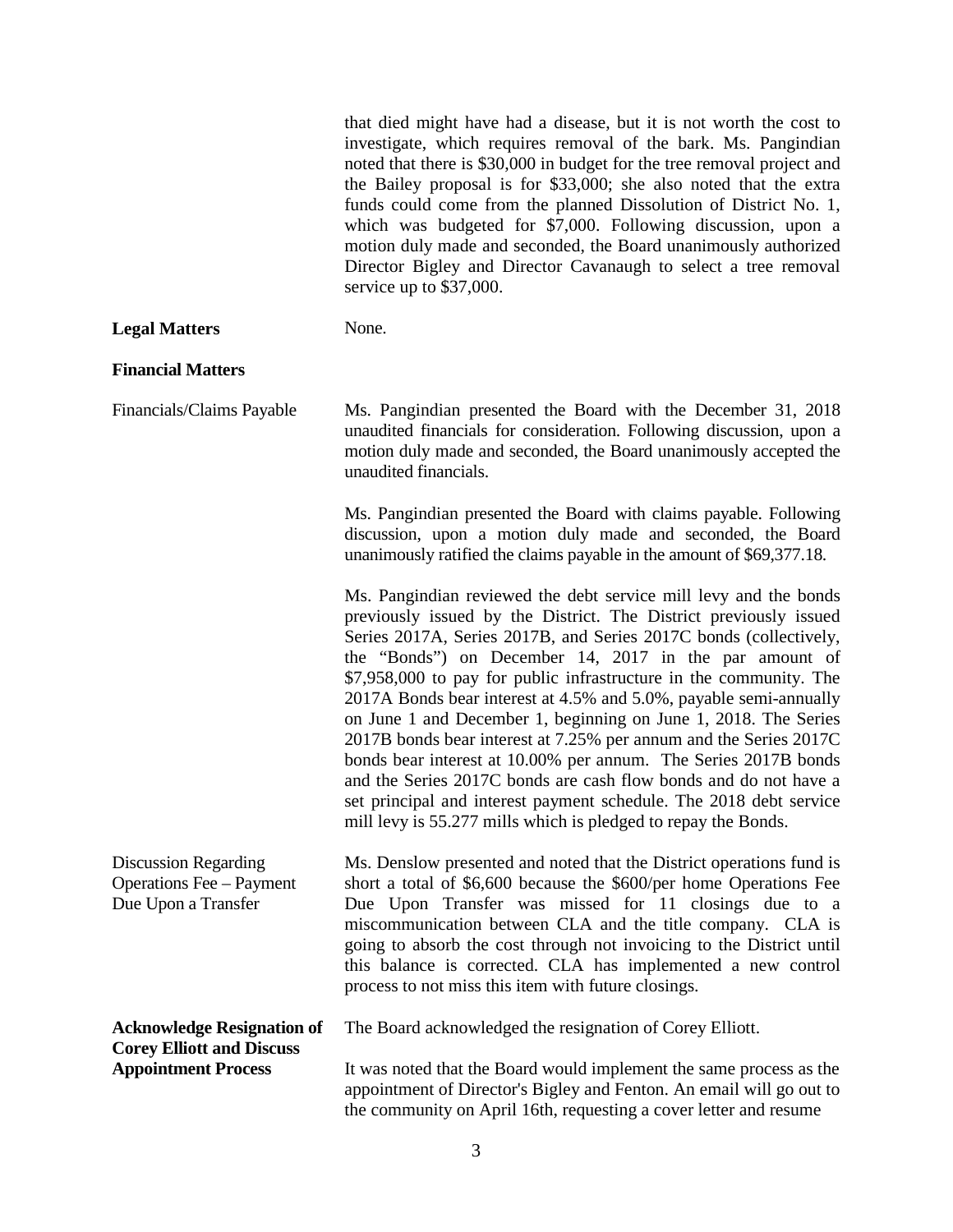that died might have had a disease, but it is not worth the cost to investigate, which requires removal of the bark. Ms. Pangindian noted that there is $30,000 in budget for the tree removal project and the Bailey proposal is for $33,000; she also noted that the extra funds could come from the planned Dissolution of District No. 1, which was budgeted for $7,000. Following discussion, upon a motion duly made and seconded, the Board unanimously authorized Director Bigley and Director Cavanaugh to select a tree removal service up to $37,000.

**Legal Matters**

None.

**Financial Matters**

Financials/Claims Payable

Ms. Pangindian presented the Board with the December 31, 2018 unaudited financials for consideration. Following discussion, upon a motion duly made and seconded, the Board unanimously accepted the unaudited financials.

Ms. Pangindian presented the Board with claims payable. Following discussion, upon a motion duly made and seconded, the Board unanimously ratified the claims payable in the amount of $69,377.18.

Ms. Pangindian reviewed the debt service mill levy and the bonds previously issued by the District. The District previously issued Series 2017A, Series 2017B, and Series 2017C bonds (collectively, the "Bonds") on December 14, 2017 in the par amount of $7,958,000 to pay for public infrastructure in the community. The 2017A Bonds bear interest at 4.5% and 5.0%, payable semi-annually on June 1 and December 1, beginning on June 1, 2018. The Series 2017B bonds bear interest at 7.25% per annum and the Series 2017C bonds bear interest at 10.00% per annum. The Series 2017B bonds and the Series 2017C bonds are cash flow bonds and do not have a set principal and interest payment schedule. The 2018 debt service mill levy is 55.277 mills which is pledged to repay the Bonds.

Discussion Regarding Operations Fee – Payment Due Upon a Transfer

Ms. Denslow presented and noted that the District operations fund is short a total of $6,600 because the $600/per home Operations Fee Due Upon Transfer was missed for 11 closings due to a miscommunication between CLA and the title company. CLA is going to absorb the cost through not invoicing to the District until this balance is corrected. CLA has implemented a new control process to not miss this item with future closings.

**Acknowledge Resignation of Corey Elliott and Discuss Appointment Process**

The Board acknowledged the resignation of Corey Elliott.

It was noted that the Board would implement the same process as the appointment of Director's Bigley and Fenton. An email will go out to the community on April 16th, requesting a cover letter and resume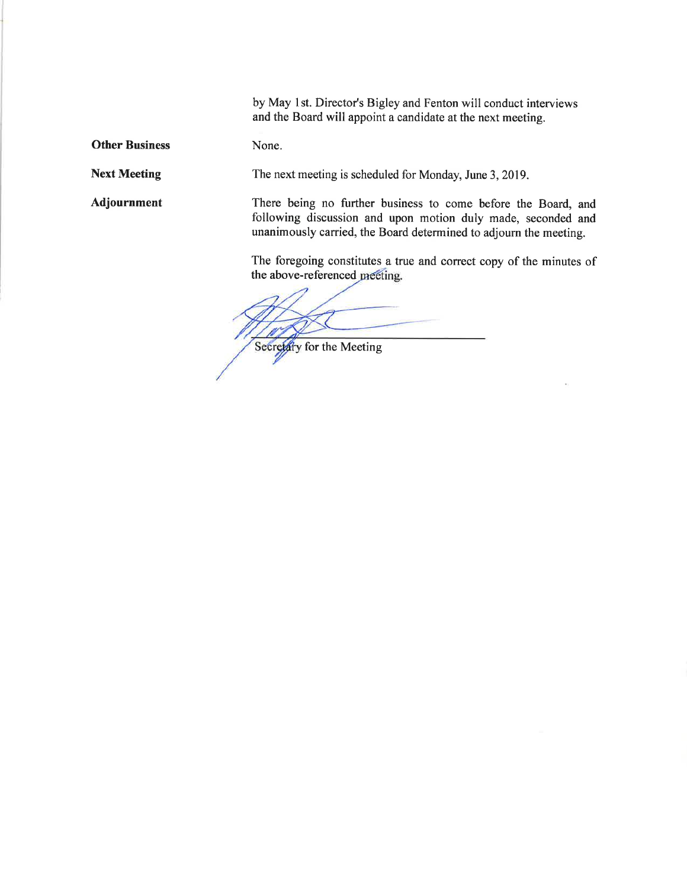by May 1st. Director's Bigley and Fenton will conduct interviews and the Board will appoint a candidate at the next meeting.

**Other Business**

None.

**Next Meeting**

The next meeting is scheduled for Monday, June 3, 2019.

**Adjournment**

There being no further business to come before the Board, and following discussion and upon motion duly made, seconded and unanimously carried, the Board determined to adjourn the meeting.

The foregoing constitutes a true and correct copy of the minutes of the above-referenced meeting.

\_\_\_\_\_\_\_\_\_\_\_\_\_\_\_\_\_\_\_\_\_\_\_\_\_\_\_\_\_\_\_\_\_\_\_\_

Secretary for the Meeting